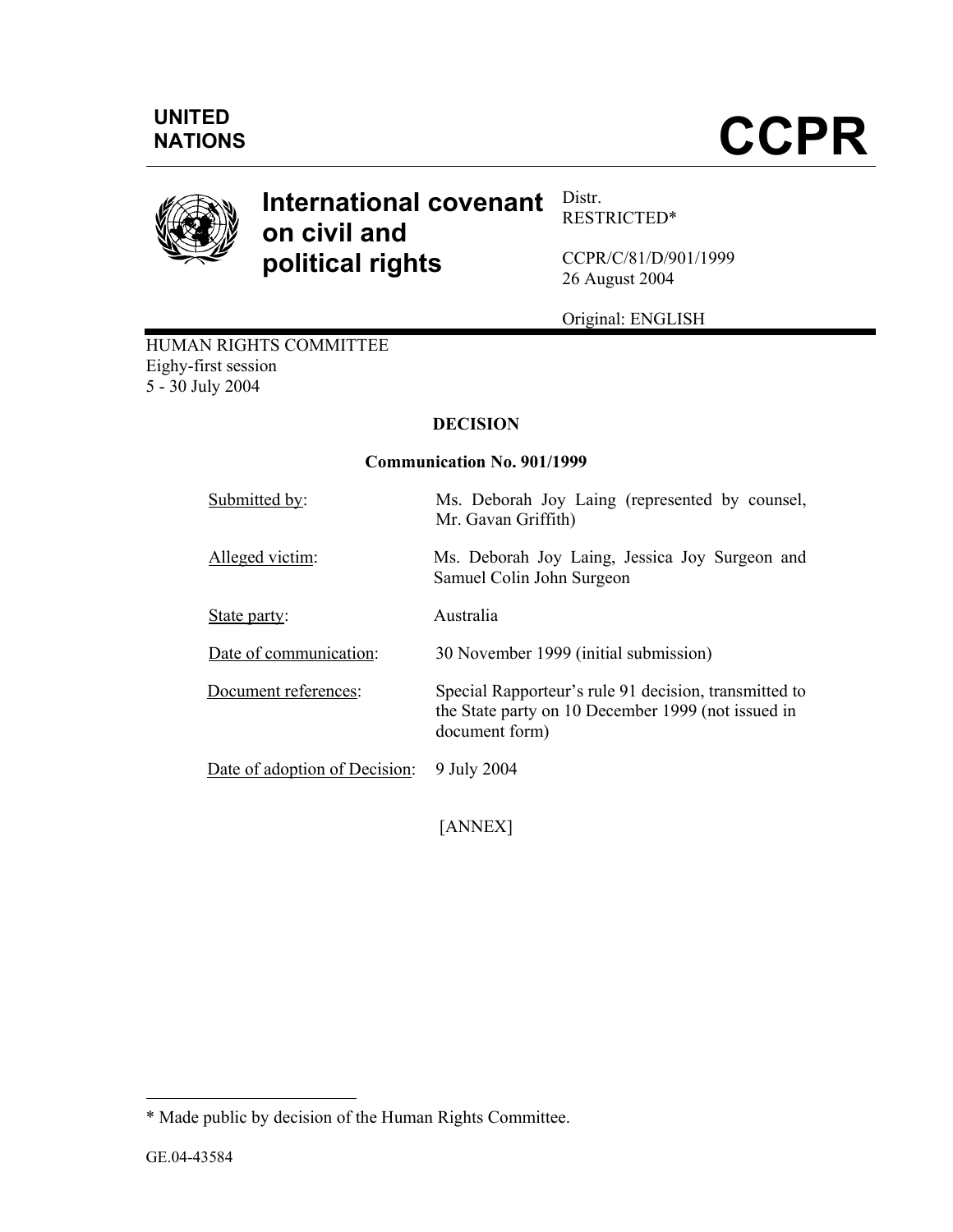UNITED NATIONS

# CCPR

**International covenant on civil and political rights**

Distr.
RESTRICTED*

CCPR/C/81/D/901/1999
26 August 2004

Original: ENGLISH

HUMAN RIGHTS COMMITTEE
Eighy-first session
5 - 30 July 2004

**DECISION**

**Communication No. 901/1999**

| | |
|---|---|
| Submitted by: | Ms. Deborah Joy Laing (represented by counsel, Mr. Gavan Griffith) |
| Alleged victim: | Ms. Deborah Joy Laing, Jessica Joy Surgeon and Samuel Colin John Surgeon |
| State party: | Australia |
| Date of communication: | 30 November 1999 (initial submission) |
| Document references: | Special Rapporteur's rule 91 decision, transmitted to the State party on 10 December 1999 (not issued in document form) |
| Date of adoption of Decision: | 9 July 2004 |

[ANNEX]

---

* Made public by decision of the Human Rights Committee.

GE.04-43584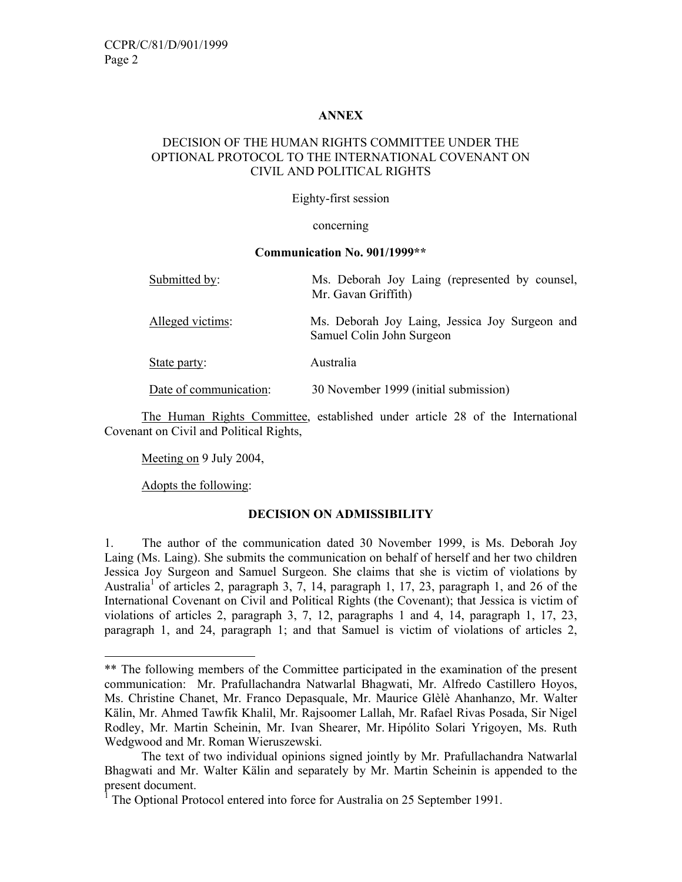**ANNEX**

**DECISION OF THE HUMAN RIGHTS COMMITTEE UNDER THE OPTIONAL PROTOCOL TO THE INTERNATIONAL COVENANT ON CIVIL AND POLITICAL RIGHTS**

Eighty-first session

concerning

**Communication No. 901/1999****

| | |
|---|---|
| Submitted by: | Ms. Deborah Joy Laing (represented by counsel, Mr. Gavan Griffith) |
| Alleged victims: | Ms. Deborah Joy Laing, Jessica Joy Surgeon and Samuel Colin John Surgeon |
| State party: | Australia |
| Date of communication: | 30 November 1999 (initial submission) |

The Human Rights Committee, established under article 28 of the International Covenant on Civil and Political Rights,

Meeting on 9 July 2004,

Adopts the following:

**DECISION ON ADMISSIBILITY**

1. The author of the communication dated 30 November 1999, is Ms. Deborah Joy Laing (Ms. Laing). She submits the communication on behalf of herself and her two children Jessica Joy Surgeon and Samuel Surgeon. She claims that she is victim of violations by Australia[1] of articles 2, paragraph 3, 7, 14, paragraph 1, 17, 23, paragraph 1, and 26 of the International Covenant on Civil and Political Rights (the Covenant); that Jessica is victim of violations of articles 2, paragraph 3, 7, 12, paragraphs 1 and 4, 14, paragraph 1, 17, 23, paragraph 1, and 24, paragraph 1; and that Samuel is victim of violations of articles 2,

---

** The following members of the Committee participated in the examination of the present communication: Mr. Prafullachandra Natwarlal Bhagwati, Mr. Alfredo Castillero Hoyos, Ms. Christine Chanet, Mr. Franco Depasquale, Mr. Maurice Glèlè Ahanhanzo, Mr. Walter Kälin, Mr. Ahmed Tawfik Khalil, Mr. Rajsoomer Lallah, Mr. Rafael Rivas Posada, Sir Nigel Rodley, Mr. Martin Scheinin, Mr. Ivan Shearer, Mr. Hipólito Solari Yrigoyen, Ms. Ruth Wedgwood and Mr. Roman Wieruszewski.

The text of two individual opinions signed jointly by Mr. Prafullachandra Natwarlal Bhagwati and Mr. Walter Kälin and separately by Mr. Martin Scheinin is appended to the present document.

[1] The Optional Protocol entered into force for Australia on 25 September 1991.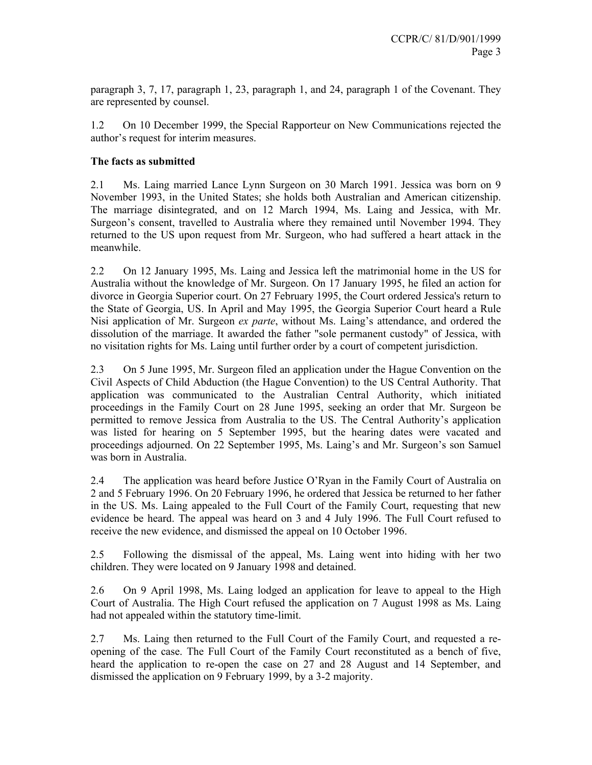paragraph 3, 7, 17, paragraph 1, 23, paragraph 1, and 24, paragraph 1 of the Covenant. They are represented by counsel.

1.2 On 10 December 1999, the Special Rapporteur on New Communications rejected the author's request for interim measures.

**The facts as submitted**

2.1 Ms. Laing married Lance Lynn Surgeon on 30 March 1991. Jessica was born on 9 November 1993, in the United States; she holds both Australian and American citizenship. The marriage disintegrated, and on 12 March 1994, Ms. Laing and Jessica, with Mr. Surgeon's consent, travelled to Australia where they remained until November 1994. They returned to the US upon request from Mr. Surgeon, who had suffered a heart attack in the meanwhile.

2.2 On 12 January 1995, Ms. Laing and Jessica left the matrimonial home in the US for Australia without the knowledge of Mr. Surgeon. On 17 January 1995, he filed an action for divorce in Georgia Superior court. On 27 February 1995, the Court ordered Jessica's return to the State of Georgia, US. In April and May 1995, the Georgia Superior Court heard a Rule Nisi application of Mr. Surgeon *ex parte*, without Ms. Laing's attendance, and ordered the dissolution of the marriage. It awarded the father "sole permanent custody" of Jessica, with no visitation rights for Ms. Laing until further order by a court of competent jurisdiction.

2.3 On 5 June 1995, Mr. Surgeon filed an application under the Hague Convention on the Civil Aspects of Child Abduction (the Hague Convention) to the US Central Authority. That application was communicated to the Australian Central Authority, which initiated proceedings in the Family Court on 28 June 1995, seeking an order that Mr. Surgeon be permitted to remove Jessica from Australia to the US. The Central Authority's application was listed for hearing on 5 September 1995, but the hearing dates were vacated and proceedings adjourned. On 22 September 1995, Ms. Laing's and Mr. Surgeon's son Samuel was born in Australia.

2.4 The application was heard before Justice O'Ryan in the Family Court of Australia on 2 and 5 February 1996. On 20 February 1996, he ordered that Jessica be returned to her father in the US. Ms. Laing appealed to the Full Court of the Family Court, requesting that new evidence be heard. The appeal was heard on 3 and 4 July 1996. The Full Court refused to receive the new evidence, and dismissed the appeal on 10 October 1996.

2.5 Following the dismissal of the appeal, Ms. Laing went into hiding with her two children. They were located on 9 January 1998 and detained.

2.6 On 9 April 1998, Ms. Laing lodged an application for leave to appeal to the High Court of Australia. The High Court refused the application on 7 August 1998 as Ms. Laing had not appealed within the statutory time-limit.

2.7 Ms. Laing then returned to the Full Court of the Family Court, and requested a re-opening of the case. The Full Court of the Family Court reconstituted as a bench of five, heard the application to re-open the case on 27 and 28 August and 14 September, and dismissed the application on 9 February 1999, by a 3-2 majority.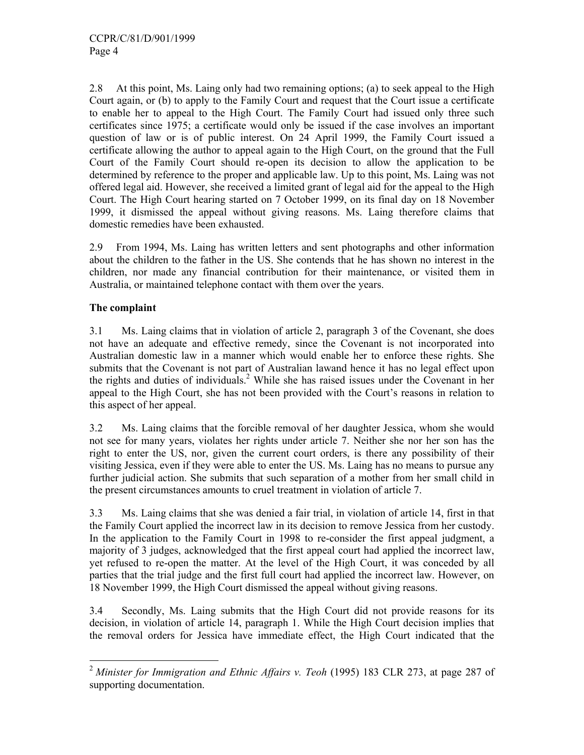2.8 At this point, Ms. Laing only had two remaining options; (a) to seek appeal to the High Court again, or (b) to apply to the Family Court and request that the Court issue a certificate to enable her to appeal to the High Court. The Family Court had issued only three such certificates since 1975; a certificate would only be issued if the case involves an important question of law or is of public interest. On 24 April 1999, the Family Court issued a certificate allowing the author to appeal again to the High Court, on the ground that the Full Court of the Family Court should re-open its decision to allow the application to be determined by reference to the proper and applicable law. Up to this point, Ms. Laing was not offered legal aid. However, she received a limited grant of legal aid for the appeal to the High Court. The High Court hearing started on 7 October 1999, on its final day on 18 November 1999, it dismissed the appeal without giving reasons. Ms. Laing therefore claims that domestic remedies have been exhausted.

2.9 From 1994, Ms. Laing has written letters and sent photographs and other information about the children to the father in the US. She contends that he has shown no interest in the children, nor made any financial contribution for their maintenance, or visited them in Australia, or maintained telephone contact with them over the years.

**The complaint**

3.1 Ms. Laing claims that in violation of article 2, paragraph 3 of the Covenant, she does not have an adequate and effective remedy, since the Covenant is not incorporated into Australian domestic law in a manner which would enable her to enforce these rights. She submits that the Covenant is not part of Australian lawand hence it has no legal effect upon the rights and duties of individuals.[2] While she has raised issues under the Covenant in her appeal to the High Court, she has not been provided with the Court's reasons in relation to this aspect of her appeal.

3.2 Ms. Laing claims that the forcible removal of her daughter Jessica, whom she would not see for many years, violates her rights under article 7. Neither she nor her son has the right to enter the US, nor, given the current court orders, is there any possibility of their visiting Jessica, even if they were able to enter the US. Ms. Laing has no means to pursue any further judicial action. She submits that such separation of a mother from her small child in the present circumstances amounts to cruel treatment in violation of article 7.

3.3 Ms. Laing claims that she was denied a fair trial, in violation of article 14, first in that the Family Court applied the incorrect law in its decision to remove Jessica from her custody. In the application to the Family Court in 1998 to re-consider the first appeal judgment, a majority of 3 judges, acknowledged that the first appeal court had applied the incorrect law, yet refused to re-open the matter. At the level of the High Court, it was conceded by all parties that the trial judge and the first full court had applied the incorrect law. However, on 18 November 1999, the High Court dismissed the appeal without giving reasons.

3.4 Secondly, Ms. Laing submits that the High Court did not provide reasons for its decision, in violation of article 14, paragraph 1. While the High Court decision implies that the removal orders for Jessica have immediate effect, the High Court indicated that the

---

[2] *Minister for Immigration and Ethnic Affairs v. Teoh* (1995) 183 CLR 273, at page 287 of supporting documentation.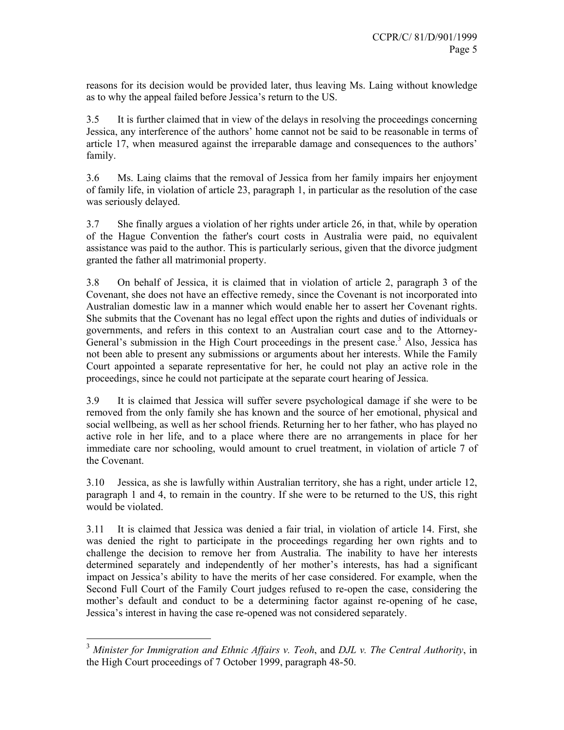reasons for its decision would be provided later, thus leaving Ms. Laing without knowledge as to why the appeal failed before Jessica's return to the US.

3.5 It is further claimed that in view of the delays in resolving the proceedings concerning Jessica, any interference of the authors' home cannot not be said to be reasonable in terms of article 17, when measured against the irreparable damage and consequences to the authors' family.

3.6 Ms. Laing claims that the removal of Jessica from her family impairs her enjoyment of family life, in violation of article 23, paragraph 1, in particular as the resolution of the case was seriously delayed.

3.7 She finally argues a violation of her rights under article 26, in that, while by operation of the Hague Convention the father's court costs in Australia were paid, no equivalent assistance was paid to the author. This is particularly serious, given that the divorce judgment granted the father all matrimonial property.

3.8 On behalf of Jessica, it is claimed that in violation of article 2, paragraph 3 of the Covenant, she does not have an effective remedy, since the Covenant is not incorporated into Australian domestic law in a manner which would enable her to assert her Covenant rights. She submits that the Covenant has no legal effect upon the rights and duties of individuals or governments, and refers in this context to an Australian court case and to the Attorney-General's submission in the High Court proceedings in the present case.[3] Also, Jessica has not been able to present any submissions or arguments about her interests. While the Family Court appointed a separate representative for her, he could not play an active role in the proceedings, since he could not participate at the separate court hearing of Jessica.

3.9 It is claimed that Jessica will suffer severe psychological damage if she were to be removed from the only family she has known and the source of her emotional, physical and social wellbeing, as well as her school friends. Returning her to her father, who has played no active role in her life, and to a place where there are no arrangements in place for her immediate care nor schooling, would amount to cruel treatment, in violation of article 7 of the Covenant.

3.10 Jessica, as she is lawfully within Australian territory, she has a right, under article 12, paragraph 1 and 4, to remain in the country. If she were to be returned to the US, this right would be violated.

3.11 It is claimed that Jessica was denied a fair trial, in violation of article 14. First, she was denied the right to participate in the proceedings regarding her own rights and to challenge the decision to remove her from Australia. The inability to have her interests determined separately and independently of her mother's interests, has had a significant impact on Jessica's ability to have the merits of her case considered. For example, when the Second Full Court of the Family Court judges refused to re-open the case, considering the mother's default and conduct to be a determining factor against re-opening of he case, Jessica's interest in having the case re-opened was not considered separately.

---

[3] *Minister for Immigration and Ethnic Affairs v. Teoh*, and *DJL v. The Central Authority*, in the High Court proceedings of 7 October 1999, paragraph 48-50.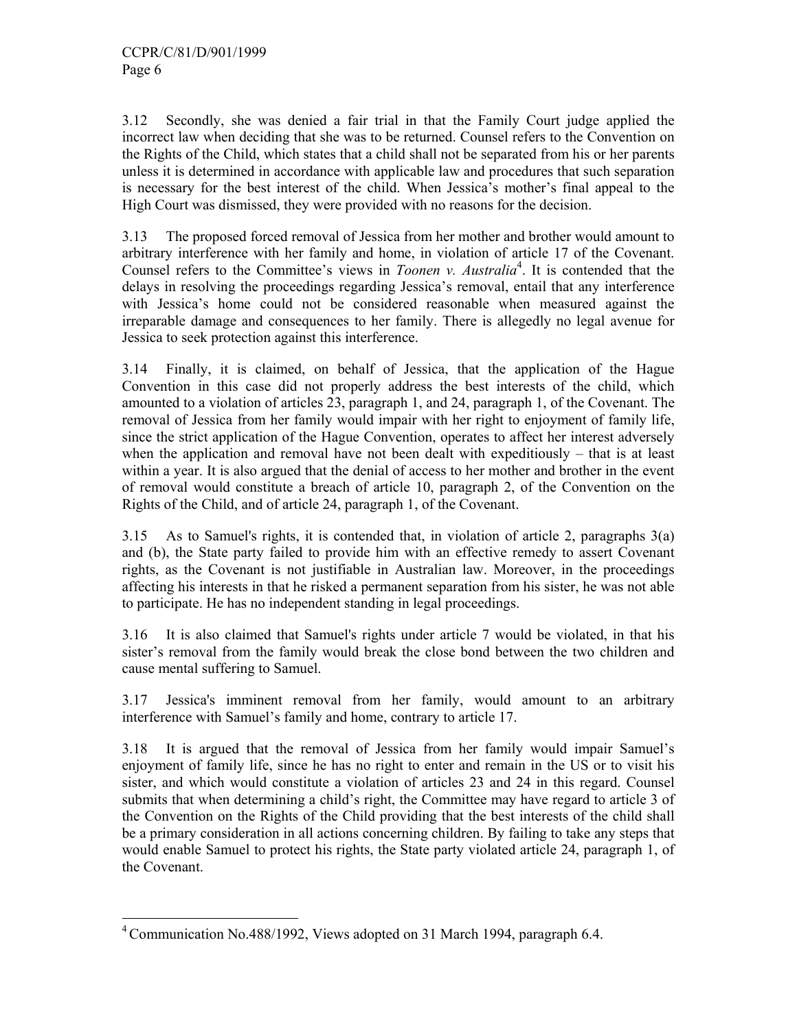3.12 Secondly, she was denied a fair trial in that the Family Court judge applied the incorrect law when deciding that she was to be returned. Counsel refers to the Convention on the Rights of the Child, which states that a child shall not be separated from his or her parents unless it is determined in accordance with applicable law and procedures that such separation is necessary for the best interest of the child. When Jessica's mother's final appeal to the High Court was dismissed, they were provided with no reasons for the decision.

3.13 The proposed forced removal of Jessica from her mother and brother would amount to arbitrary interference with her family and home, in violation of article 17 of the Covenant. Counsel refers to the Committee's views in *Toonen v. Australia*[4]. It is contended that the delays in resolving the proceedings regarding Jessica's removal, entail that any interference with Jessica's home could not be considered reasonable when measured against the irreparable damage and consequences to her family. There is allegedly no legal avenue for Jessica to seek protection against this interference.

3.14 Finally, it is claimed, on behalf of Jessica, that the application of the Hague Convention in this case did not properly address the best interests of the child, which amounted to a violation of articles 23, paragraph 1, and 24, paragraph 1, of the Covenant. The removal of Jessica from her family would impair with her right to enjoyment of family life, since the strict application of the Hague Convention, operates to affect her interest adversely when the application and removal have not been dealt with expeditiously – that is at least within a year. It is also argued that the denial of access to her mother and brother in the event of removal would constitute a breach of article 10, paragraph 2, of the Convention on the Rights of the Child, and of article 24, paragraph 1, of the Covenant.

3.15 As to Samuel's rights, it is contended that, in violation of article 2, paragraphs 3(a) and (b), the State party failed to provide him with an effective remedy to assert Covenant rights, as the Covenant is not justifiable in Australian law. Moreover, in the proceedings affecting his interests in that he risked a permanent separation from his sister, he was not able to participate. He has no independent standing in legal proceedings.

3.16 It is also claimed that Samuel's rights under article 7 would be violated, in that his sister's removal from the family would break the close bond between the two children and cause mental suffering to Samuel.

3.17 Jessica's imminent removal from her family, would amount to an arbitrary interference with Samuel's family and home, contrary to article 17.

3.18 It is argued that the removal of Jessica from her family would impair Samuel's enjoyment of family life, since he has no right to enter and remain in the US or to visit his sister, and which would constitute a violation of articles 23 and 24 in this regard. Counsel submits that when determining a child's right, the Committee may have regard to article 3 of the Convention on the Rights of the Child providing that the best interests of the child shall be a primary consideration in all actions concerning children. By failing to take any steps that would enable Samuel to protect his rights, the State party violated article 24, paragraph 1, of the Covenant.

---

[4] Communication No.488/1992, Views adopted on 31 March 1994, paragraph 6.4.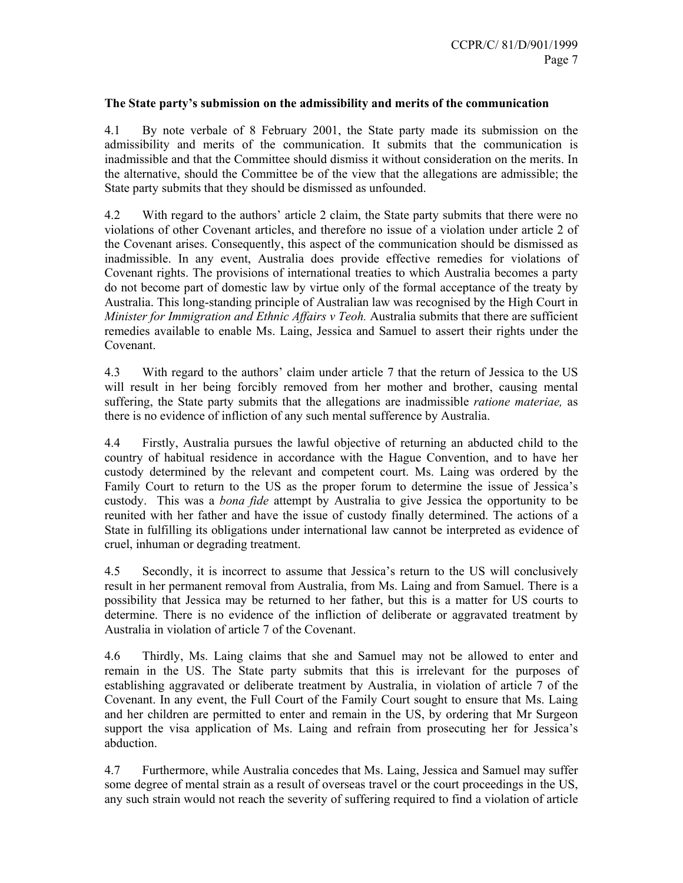**The State party's submission on the admissibility and merits of the communication**

4.1 By note verbale of 8 February 2001, the State party made its submission on the admissibility and merits of the communication. It submits that the communication is inadmissible and that the Committee should dismiss it without consideration on the merits. In the alternative, should the Committee be of the view that the allegations are admissible; the State party submits that they should be dismissed as unfounded.

4.2 With regard to the authors' article 2 claim, the State party submits that there were no violations of other Covenant articles, and therefore no issue of a violation under article 2 of the Covenant arises. Consequently, this aspect of the communication should be dismissed as inadmissible. In any event, Australia does provide effective remedies for violations of Covenant rights. The provisions of international treaties to which Australia becomes a party do not become part of domestic law by virtue only of the formal acceptance of the treaty by Australia. This long-standing principle of Australian law was recognised by the High Court in *Minister for Immigration and Ethnic Affairs v Teoh.* Australia submits that there are sufficient remedies available to enable Ms. Laing, Jessica and Samuel to assert their rights under the Covenant.

4.3 With regard to the authors' claim under article 7 that the return of Jessica to the US will result in her being forcibly removed from her mother and brother, causing mental suffering, the State party submits that the allegations are inadmissible *ratione materiae,* as there is no evidence of infliction of any such mental sufference by Australia.

4.4 Firstly, Australia pursues the lawful objective of returning an abducted child to the country of habitual residence in accordance with the Hague Convention, and to have her custody determined by the relevant and competent court. Ms. Laing was ordered by the Family Court to return to the US as the proper forum to determine the issue of Jessica's custody. This was a *bona fide* attempt by Australia to give Jessica the opportunity to be reunited with her father and have the issue of custody finally determined. The actions of a State in fulfilling its obligations under international law cannot be interpreted as evidence of cruel, inhuman or degrading treatment.

4.5 Secondly, it is incorrect to assume that Jessica's return to the US will conclusively result in her permanent removal from Australia, from Ms. Laing and from Samuel. There is a possibility that Jessica may be returned to her father, but this is a matter for US courts to determine. There is no evidence of the infliction of deliberate or aggravated treatment by Australia in violation of article 7 of the Covenant.

4.6 Thirdly, Ms. Laing claims that she and Samuel may not be allowed to enter and remain in the US. The State party submits that this is irrelevant for the purposes of establishing aggravated or deliberate treatment by Australia, in violation of article 7 of the Covenant. In any event, the Full Court of the Family Court sought to ensure that Ms. Laing and her children are permitted to enter and remain in the US, by ordering that Mr Surgeon support the visa application of Ms. Laing and refrain from prosecuting her for Jessica's abduction.

4.7 Furthermore, while Australia concedes that Ms. Laing, Jessica and Samuel may suffer some degree of mental strain as a result of overseas travel or the court proceedings in the US, any such strain would not reach the severity of suffering required to find a violation of article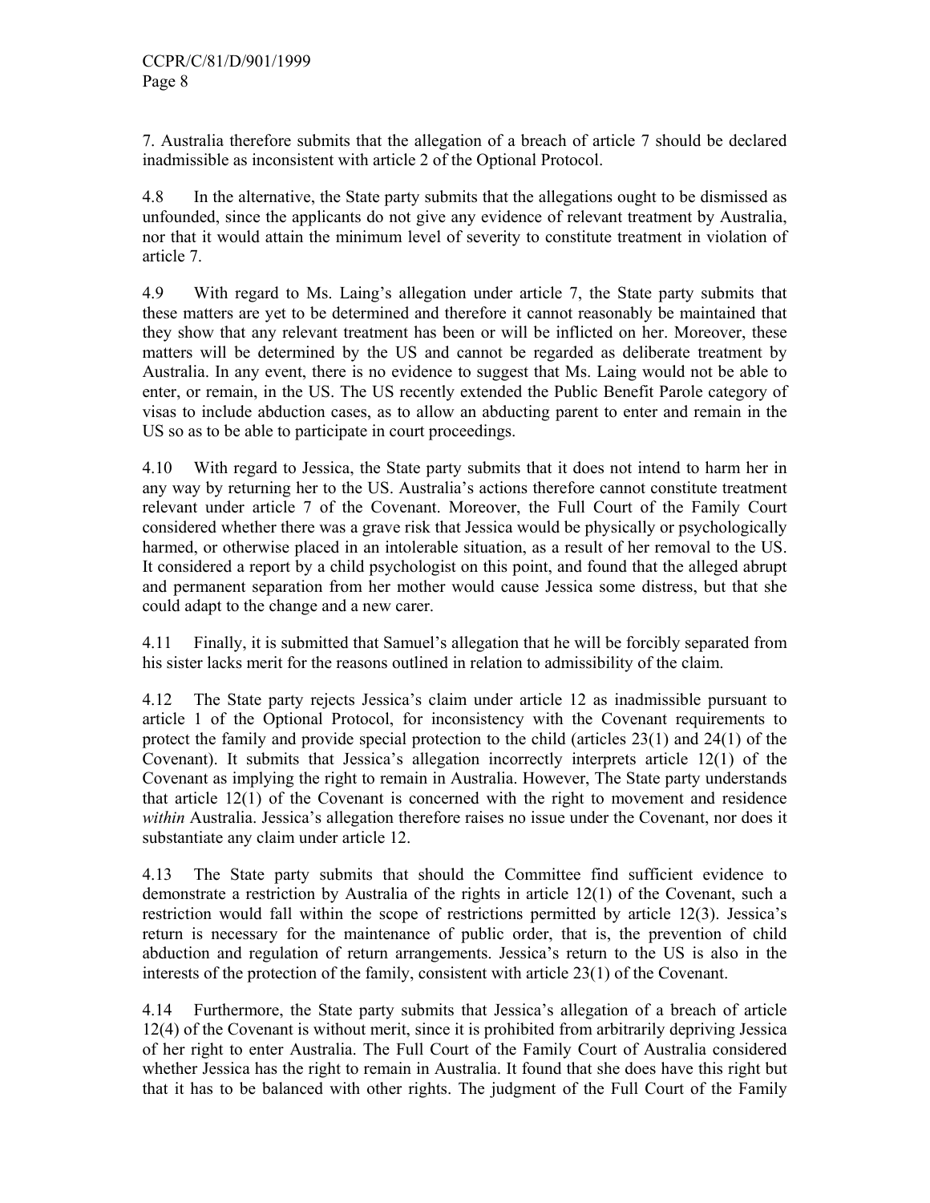7. Australia therefore submits that the allegation of a breach of article 7 should be declared inadmissible as inconsistent with article 2 of the Optional Protocol.

4.8 In the alternative, the State party submits that the allegations ought to be dismissed as unfounded, since the applicants do not give any evidence of relevant treatment by Australia, nor that it would attain the minimum level of severity to constitute treatment in violation of article 7.

4.9 With regard to Ms. Laing's allegation under article 7, the State party submits that these matters are yet to be determined and therefore it cannot reasonably be maintained that they show that any relevant treatment has been or will be inflicted on her. Moreover, these matters will be determined by the US and cannot be regarded as deliberate treatment by Australia. In any event, there is no evidence to suggest that Ms. Laing would not be able to enter, or remain, in the US. The US recently extended the Public Benefit Parole category of visas to include abduction cases, as to allow an abducting parent to enter and remain in the US so as to be able to participate in court proceedings.

4.10 With regard to Jessica, the State party submits that it does not intend to harm her in any way by returning her to the US. Australia's actions therefore cannot constitute treatment relevant under article 7 of the Covenant. Moreover, the Full Court of the Family Court considered whether there was a grave risk that Jessica would be physically or psychologically harmed, or otherwise placed in an intolerable situation, as a result of her removal to the US. It considered a report by a child psychologist on this point, and found that the alleged abrupt and permanent separation from her mother would cause Jessica some distress, but that she could adapt to the change and a new carer.

4.11 Finally, it is submitted that Samuel's allegation that he will be forcibly separated from his sister lacks merit for the reasons outlined in relation to admissibility of the claim.

4.12 The State party rejects Jessica's claim under article 12 as inadmissible pursuant to article 1 of the Optional Protocol, for inconsistency with the Covenant requirements to protect the family and provide special protection to the child (articles 23(1) and 24(1) of the Covenant). It submits that Jessica's allegation incorrectly interprets article 12(1) of the Covenant as implying the right to remain in Australia. However, The State party understands that article 12(1) of the Covenant is concerned with the right to movement and residence *within* Australia. Jessica's allegation therefore raises no issue under the Covenant, nor does it substantiate any claim under article 12.

4.13 The State party submits that should the Committee find sufficient evidence to demonstrate a restriction by Australia of the rights in article 12(1) of the Covenant, such a restriction would fall within the scope of restrictions permitted by article 12(3). Jessica's return is necessary for the maintenance of public order, that is, the prevention of child abduction and regulation of return arrangements. Jessica's return to the US is also in the interests of the protection of the family, consistent with article 23(1) of the Covenant.

4.14 Furthermore, the State party submits that Jessica's allegation of a breach of article 12(4) of the Covenant is without merit, since it is prohibited from arbitrarily depriving Jessica of her right to enter Australia. The Full Court of the Family Court of Australia considered whether Jessica has the right to remain in Australia. It found that she does have this right but that it has to be balanced with other rights. The judgment of the Full Court of the Family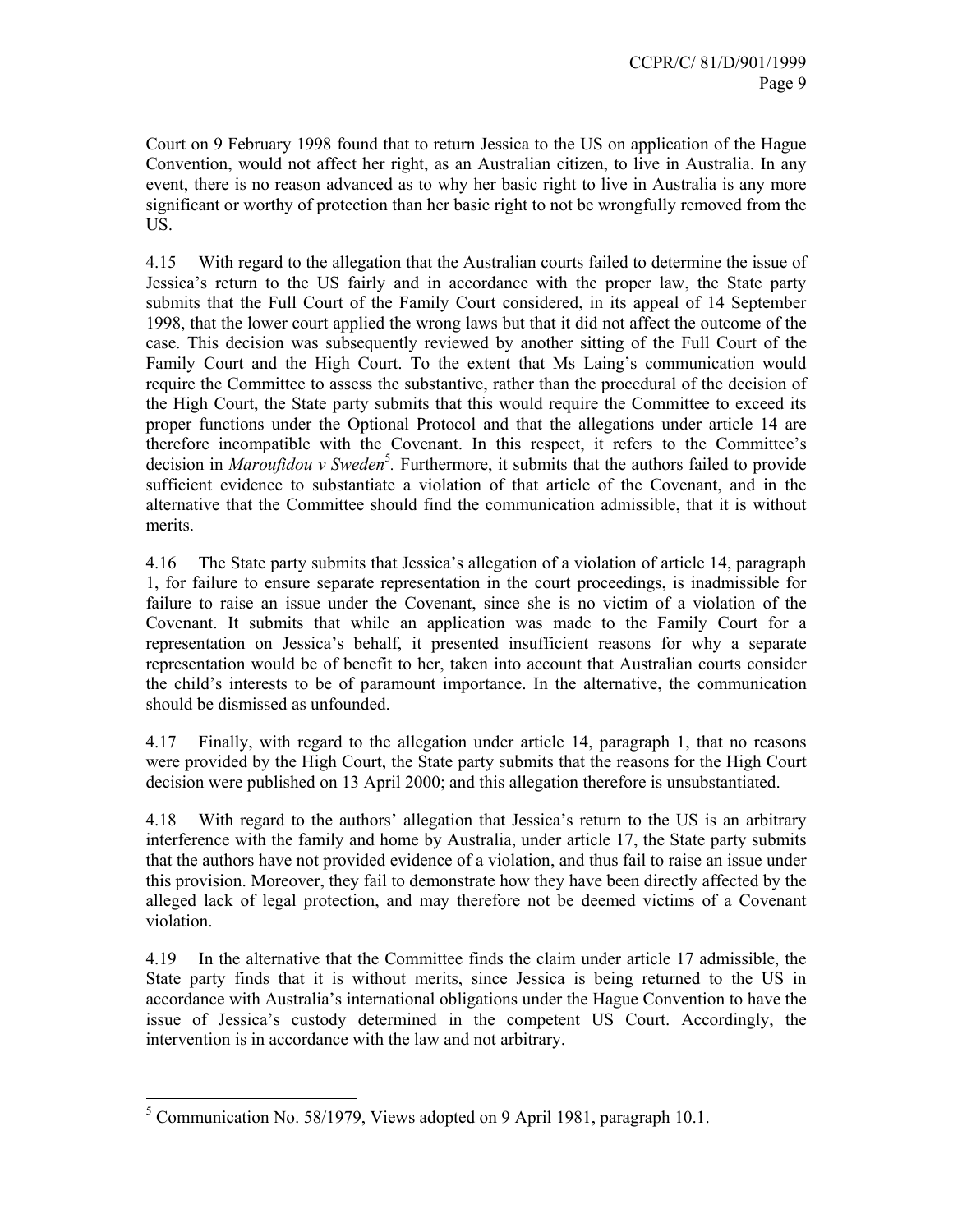Court on 9 February 1998 found that to return Jessica to the US on application of the Hague Convention, would not affect her right, as an Australian citizen, to live in Australia. In any event, there is no reason advanced as to why her basic right to live in Australia is any more significant or worthy of protection than her basic right to not be wrongfully removed from the US.

4.15 With regard to the allegation that the Australian courts failed to determine the issue of Jessica's return to the US fairly and in accordance with the proper law, the State party submits that the Full Court of the Family Court considered, in its appeal of 14 September 1998, that the lower court applied the wrong laws but that it did not affect the outcome of the case. This decision was subsequently reviewed by another sitting of the Full Court of the Family Court and the High Court. To the extent that Ms Laing's communication would require the Committee to assess the substantive, rather than the procedural of the decision of the High Court, the State party submits that this would require the Committee to exceed its proper functions under the Optional Protocol and that the allegations under article 14 are therefore incompatible with the Covenant. In this respect, it refers to the Committee's decision in *Maroufidou v Sweden*[5]. Furthermore, it submits that the authors failed to provide sufficient evidence to substantiate a violation of that article of the Covenant, and in the alternative that the Committee should find the communication admissible, that it is without merits.

4.16 The State party submits that Jessica's allegation of a violation of article 14, paragraph 1, for failure to ensure separate representation in the court proceedings, is inadmissible for failure to raise an issue under the Covenant, since she is no victim of a violation of the Covenant. It submits that while an application was made to the Family Court for a representation on Jessica's behalf, it presented insufficient reasons for why a separate representation would be of benefit to her, taken into account that Australian courts consider the child's interests to be of paramount importance. In the alternative, the communication should be dismissed as unfounded.

4.17 Finally, with regard to the allegation under article 14, paragraph 1, that no reasons were provided by the High Court, the State party submits that the reasons for the High Court decision were published on 13 April 2000; and this allegation therefore is unsubstantiated.

4.18 With regard to the authors' allegation that Jessica's return to the US is an arbitrary interference with the family and home by Australia, under article 17, the State party submits that the authors have not provided evidence of a violation, and thus fail to raise an issue under this provision. Moreover, they fail to demonstrate how they have been directly affected by the alleged lack of legal protection, and may therefore not be deemed victims of a Covenant violation.

4.19 In the alternative that the Committee finds the claim under article 17 admissible, the State party finds that it is without merits, since Jessica is being returned to the US in accordance with Australia's international obligations under the Hague Convention to have the issue of Jessica's custody determined in the competent US Court. Accordingly, the intervention is in accordance with the law and not arbitrary.

[5] Communication No. 58/1979, Views adopted on 9 April 1981, paragraph 10.1.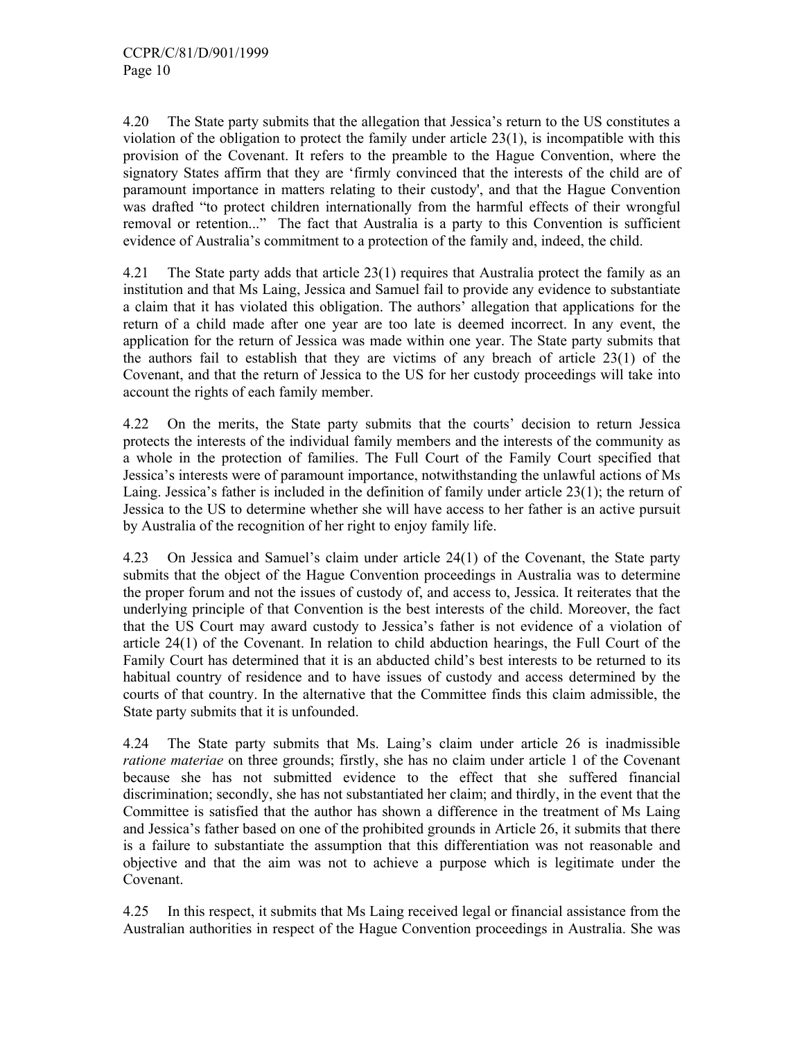4.20 The State party submits that the allegation that Jessica's return to the US constitutes a violation of the obligation to protect the family under article 23(1), is incompatible with this provision of the Covenant. It refers to the preamble to the Hague Convention, where the signatory States affirm that they are 'firmly convinced that the interests of the child are of paramount importance in matters relating to their custody', and that the Hague Convention was drafted "to protect children internationally from the harmful effects of their wrongful removal or retention..." The fact that Australia is a party to this Convention is sufficient evidence of Australia's commitment to a protection of the family and, indeed, the child.

4.21 The State party adds that article 23(1) requires that Australia protect the family as an institution and that Ms Laing, Jessica and Samuel fail to provide any evidence to substantiate a claim that it has violated this obligation. The authors' allegation that applications for the return of a child made after one year are too late is deemed incorrect. In any event, the application for the return of Jessica was made within one year. The State party submits that the authors fail to establish that they are victims of any breach of article 23(1) of the Covenant, and that the return of Jessica to the US for her custody proceedings will take into account the rights of each family member.

4.22 On the merits, the State party submits that the courts' decision to return Jessica protects the interests of the individual family members and the interests of the community as a whole in the protection of families. The Full Court of the Family Court specified that Jessica's interests were of paramount importance, notwithstanding the unlawful actions of Ms Laing. Jessica's father is included in the definition of family under article 23(1); the return of Jessica to the US to determine whether she will have access to her father is an active pursuit by Australia of the recognition of her right to enjoy family life.

4.23 On Jessica and Samuel's claim under article 24(1) of the Covenant, the State party submits that the object of the Hague Convention proceedings in Australia was to determine the proper forum and not the issues of custody of, and access to, Jessica. It reiterates that the underlying principle of that Convention is the best interests of the child. Moreover, the fact that the US Court may award custody to Jessica's father is not evidence of a violation of article 24(1) of the Covenant. In relation to child abduction hearings, the Full Court of the Family Court has determined that it is an abducted child's best interests to be returned to its habitual country of residence and to have issues of custody and access determined by the courts of that country. In the alternative that the Committee finds this claim admissible, the State party submits that it is unfounded.

4.24 The State party submits that Ms. Laing's claim under article 26 is inadmissible *ratione materiae* on three grounds; firstly, she has no claim under article 1 of the Covenant because she has not submitted evidence to the effect that she suffered financial discrimination; secondly, she has not substantiated her claim; and thirdly, in the event that the Committee is satisfied that the author has shown a difference in the treatment of Ms Laing and Jessica's father based on one of the prohibited grounds in Article 26, it submits that there is a failure to substantiate the assumption that this differentiation was not reasonable and objective and that the aim was not to achieve a purpose which is legitimate under the Covenant.

4.25 In this respect, it submits that Ms Laing received legal or financial assistance from the Australian authorities in respect of the Hague Convention proceedings in Australia. She was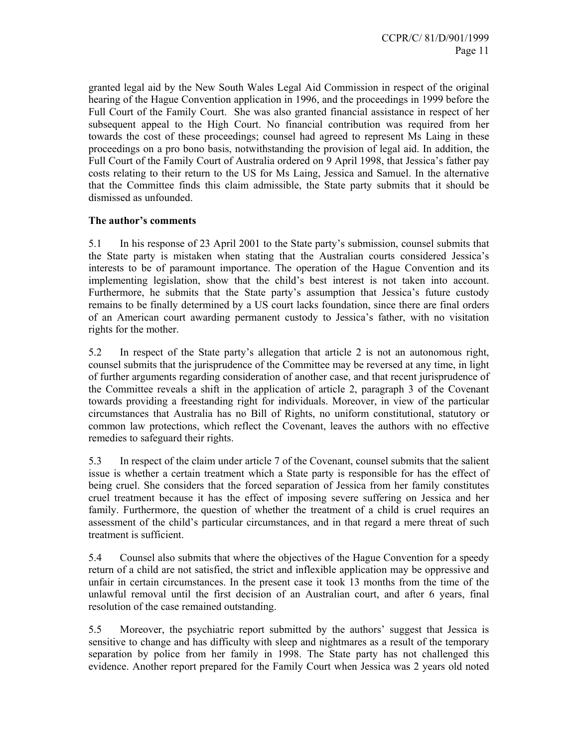granted legal aid by the New South Wales Legal Aid Commission in respect of the original hearing of the Hague Convention application in 1996, and the proceedings in 1999 before the Full Court of the Family Court. She was also granted financial assistance in respect of her subsequent appeal to the High Court. No financial contribution was required from her towards the cost of these proceedings; counsel had agreed to represent Ms Laing in these proceedings on a pro bono basis, notwithstanding the provision of legal aid. In addition, the Full Court of the Family Court of Australia ordered on 9 April 1998, that Jessica's father pay costs relating to their return to the US for Ms Laing, Jessica and Samuel. In the alternative that the Committee finds this claim admissible, the State party submits that it should be dismissed as unfounded.

**The author's comments**

5.1 In his response of 23 April 2001 to the State party's submission, counsel submits that the State party is mistaken when stating that the Australian courts considered Jessica's interests to be of paramount importance. The operation of the Hague Convention and its implementing legislation, show that the child's best interest is not taken into account. Furthermore, he submits that the State party's assumption that Jessica's future custody remains to be finally determined by a US court lacks foundation, since there are final orders of an American court awarding permanent custody to Jessica's father, with no visitation rights for the mother.

5.2 In respect of the State party's allegation that article 2 is not an autonomous right, counsel submits that the jurisprudence of the Committee may be reversed at any time, in light of further arguments regarding consideration of another case, and that recent jurisprudence of the Committee reveals a shift in the application of article 2, paragraph 3 of the Covenant towards providing a freestanding right for individuals. Moreover, in view of the particular circumstances that Australia has no Bill of Rights, no uniform constitutional, statutory or common law protections, which reflect the Covenant, leaves the authors with no effective remedies to safeguard their rights.

5.3 In respect of the claim under article 7 of the Covenant, counsel submits that the salient issue is whether a certain treatment which a State party is responsible for has the effect of being cruel. She considers that the forced separation of Jessica from her family constitutes cruel treatment because it has the effect of imposing severe suffering on Jessica and her family. Furthermore, the question of whether the treatment of a child is cruel requires an assessment of the child's particular circumstances, and in that regard a mere threat of such treatment is sufficient.

5.4 Counsel also submits that where the objectives of the Hague Convention for a speedy return of a child are not satisfied, the strict and inflexible application may be oppressive and unfair in certain circumstances. In the present case it took 13 months from the time of the unlawful removal until the first decision of an Australian court, and after 6 years, final resolution of the case remained outstanding.

5.5 Moreover, the psychiatric report submitted by the authors' suggest that Jessica is sensitive to change and has difficulty with sleep and nightmares as a result of the temporary separation by police from her family in 1998. The State party has not challenged this evidence. Another report prepared for the Family Court when Jessica was 2 years old noted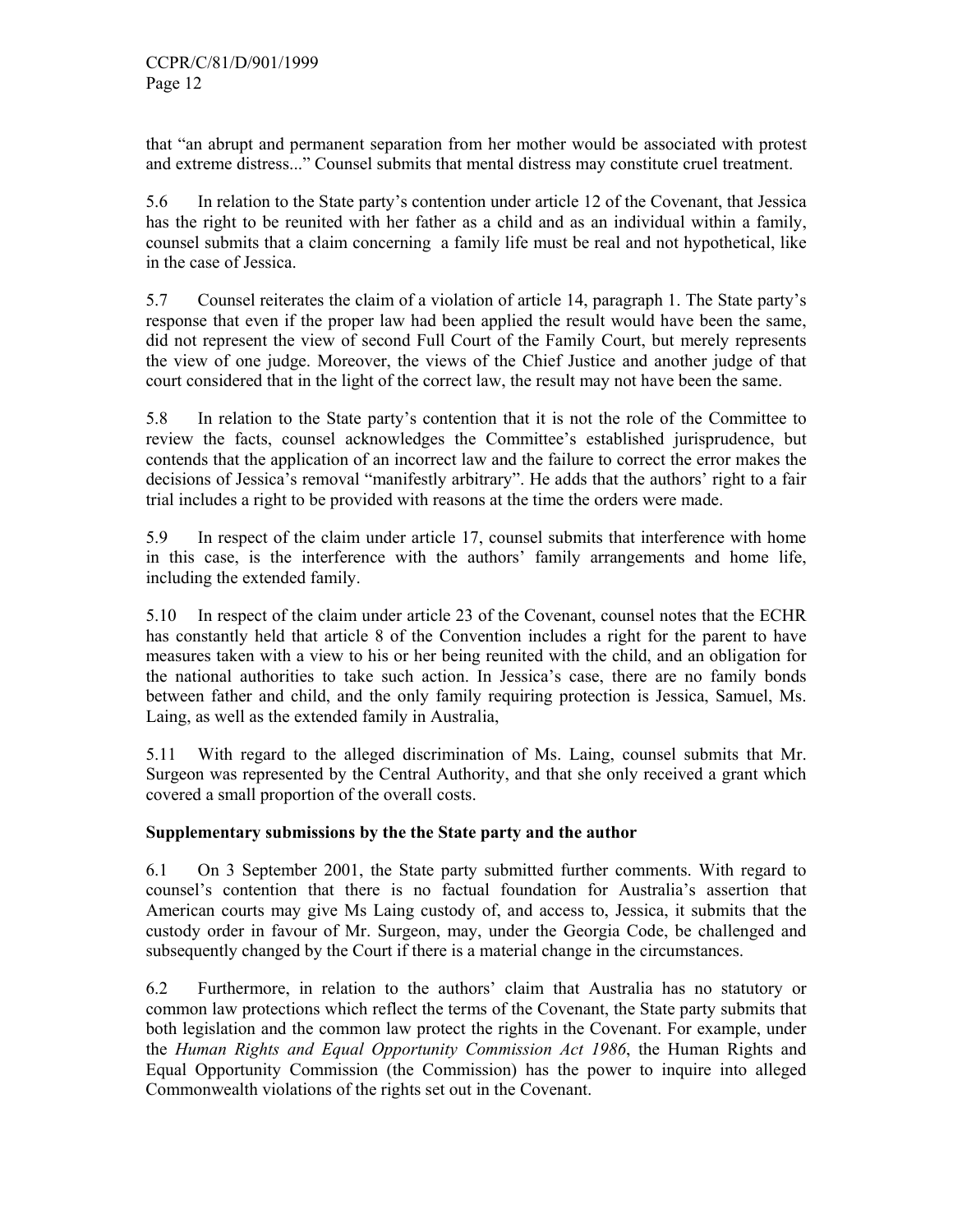that "an abrupt and permanent separation from her mother would be associated with protest and extreme distress..." Counsel submits that mental distress may constitute cruel treatment.

5.6 In relation to the State party's contention under article 12 of the Covenant, that Jessica has the right to be reunited with her father as a child and as an individual within a family, counsel submits that a claim concerning a family life must be real and not hypothetical, like in the case of Jessica.

5.7 Counsel reiterates the claim of a violation of article 14, paragraph 1. The State party's response that even if the proper law had been applied the result would have been the same, did not represent the view of second Full Court of the Family Court, but merely represents the view of one judge. Moreover, the views of the Chief Justice and another judge of that court considered that in the light of the correct law, the result may not have been the same.

5.8 In relation to the State party's contention that it is not the role of the Committee to review the facts, counsel acknowledges the Committee's established jurisprudence, but contends that the application of an incorrect law and the failure to correct the error makes the decisions of Jessica's removal "manifestly arbitrary". He adds that the authors' right to a fair trial includes a right to be provided with reasons at the time the orders were made.

5.9 In respect of the claim under article 17, counsel submits that interference with home in this case, is the interference with the authors' family arrangements and home life, including the extended family.

5.10 In respect of the claim under article 23 of the Covenant, counsel notes that the ECHR has constantly held that article 8 of the Convention includes a right for the parent to have measures taken with a view to his or her being reunited with the child, and an obligation for the national authorities to take such action. In Jessica's case, there are no family bonds between father and child, and the only family requiring protection is Jessica, Samuel, Ms. Laing, as well as the extended family in Australia,

5.11 With regard to the alleged discrimination of Ms. Laing, counsel submits that Mr. Surgeon was represented by the Central Authority, and that she only received a grant which covered a small proportion of the overall costs.

**Supplementary submissions by the the State party and the author**

6.1 On 3 September 2001, the State party submitted further comments. With regard to counsel's contention that there is no factual foundation for Australia's assertion that American courts may give Ms Laing custody of, and access to, Jessica, it submits that the custody order in favour of Mr. Surgeon, may, under the Georgia Code, be challenged and subsequently changed by the Court if there is a material change in the circumstances.

6.2 Furthermore, in relation to the authors' claim that Australia has no statutory or common law protections which reflect the terms of the Covenant, the State party submits that both legislation and the common law protect the rights in the Covenant. For example, under the *Human Rights and Equal Opportunity Commission Act 1986*, the Human Rights and Equal Opportunity Commission (the Commission) has the power to inquire into alleged Commonwealth violations of the rights set out in the Covenant.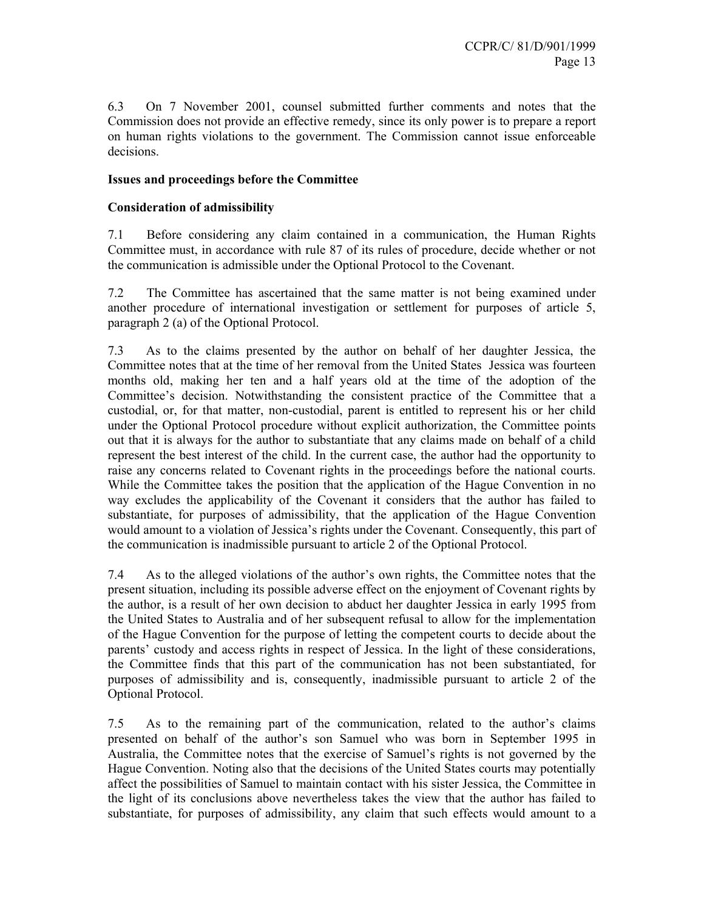6.3 On 7 November 2001, counsel submitted further comments and notes that the Commission does not provide an effective remedy, since its only power is to prepare a report on human rights violations to the government. The Commission cannot issue enforceable decisions.

**Issues and proceedings before the Committee**

**Consideration of admissibility**

7.1 Before considering any claim contained in a communication, the Human Rights Committee must, in accordance with rule 87 of its rules of procedure, decide whether or not the communication is admissible under the Optional Protocol to the Covenant.

7.2 The Committee has ascertained that the same matter is not being examined under another procedure of international investigation or settlement for purposes of article 5, paragraph 2 (a) of the Optional Protocol.

7.3 As to the claims presented by the author on behalf of her daughter Jessica, the Committee notes that at the time of her removal from the United States Jessica was fourteen months old, making her ten and a half years old at the time of the adoption of the Committee's decision. Notwithstanding the consistent practice of the Committee that a custodial, or, for that matter, non-custodial, parent is entitled to represent his or her child under the Optional Protocol procedure without explicit authorization, the Committee points out that it is always for the author to substantiate that any claims made on behalf of a child represent the best interest of the child. In the current case, the author had the opportunity to raise any concerns related to Covenant rights in the proceedings before the national courts. While the Committee takes the position that the application of the Hague Convention in no way excludes the applicability of the Covenant it considers that the author has failed to substantiate, for purposes of admissibility, that the application of the Hague Convention would amount to a violation of Jessica's rights under the Covenant. Consequently, this part of the communication is inadmissible pursuant to article 2 of the Optional Protocol.

7.4 As to the alleged violations of the author's own rights, the Committee notes that the present situation, including its possible adverse effect on the enjoyment of Covenant rights by the author, is a result of her own decision to abduct her daughter Jessica in early 1995 from the United States to Australia and of her subsequent refusal to allow for the implementation of the Hague Convention for the purpose of letting the competent courts to decide about the parents' custody and access rights in respect of Jessica. In the light of these considerations, the Committee finds that this part of the communication has not been substantiated, for purposes of admissibility and is, consequently, inadmissible pursuant to article 2 of the Optional Protocol.

7.5 As to the remaining part of the communication, related to the author's claims presented on behalf of the author's son Samuel who was born in September 1995 in Australia, the Committee notes that the exercise of Samuel's rights is not governed by the Hague Convention. Noting also that the decisions of the United States courts may potentially affect the possibilities of Samuel to maintain contact with his sister Jessica, the Committee in the light of its conclusions above nevertheless takes the view that the author has failed to substantiate, for purposes of admissibility, any claim that such effects would amount to a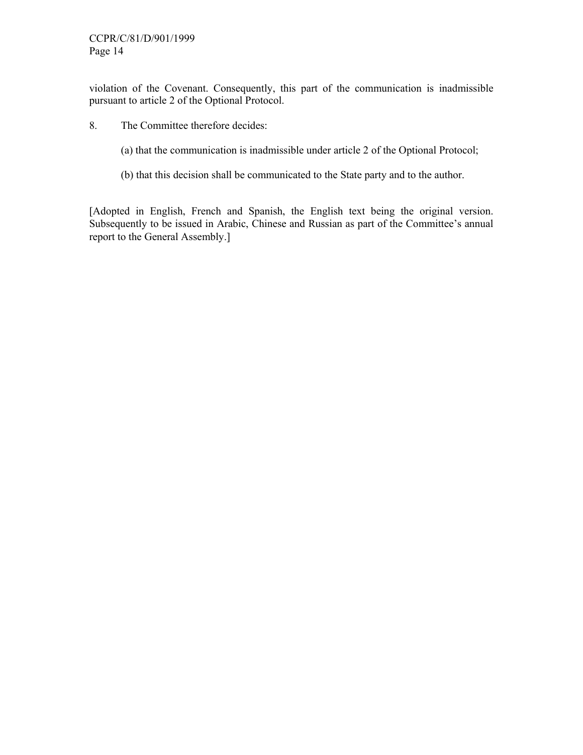violation of the Covenant. Consequently, this part of the communication is inadmissible pursuant to article 2 of the Optional Protocol.

8. The Committee therefore decides:

(a) that the communication is inadmissible under article 2 of the Optional Protocol;

(b) that this decision shall be communicated to the State party and to the author.

[Adopted in English, French and Spanish, the English text being the original version. Subsequently to be issued in Arabic, Chinese and Russian as part of the Committee's annual report to the General Assembly.]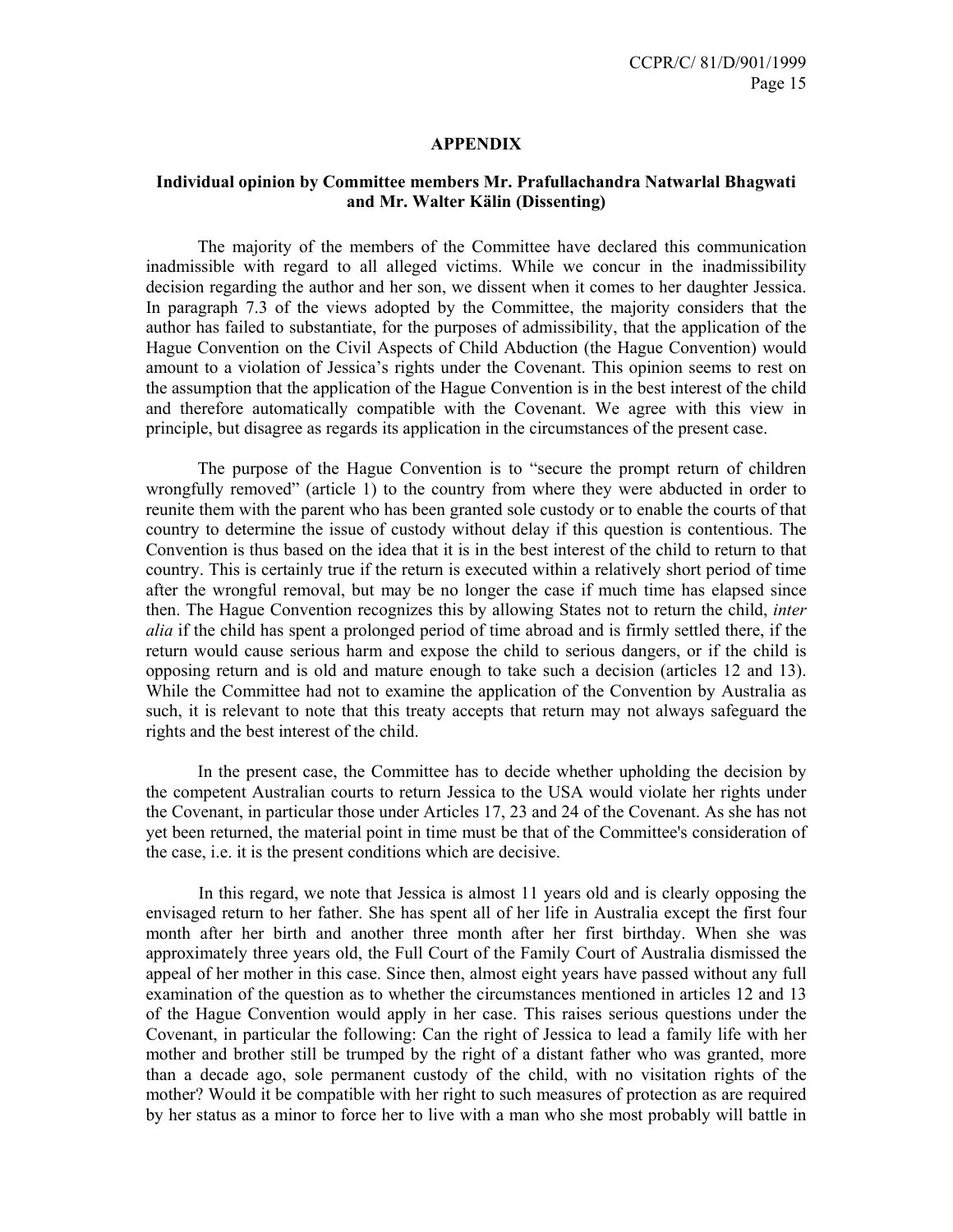## APPENDIX

### Individual opinion by Committee members Mr. Prafullachandra Natwarlal Bhagwati and Mr. Walter Kälin (Dissenting)

The majority of the members of the Committee have declared this communication inadmissible with regard to all alleged victims. While we concur in the inadmissibility decision regarding the author and her son, we dissent when it comes to her daughter Jessica. In paragraph 7.3 of the views adopted by the Committee, the majority considers that the author has failed to substantiate, for the purposes of admissibility, that the application of the Hague Convention on the Civil Aspects of Child Abduction (the Hague Convention) would amount to a violation of Jessica's rights under the Covenant. This opinion seems to rest on the assumption that the application of the Hague Convention is in the best interest of the child and therefore automatically compatible with the Covenant. We agree with this view in principle, but disagree as regards its application in the circumstances of the present case.

The purpose of the Hague Convention is to "secure the prompt return of children wrongfully removed" (article 1) to the country from where they were abducted in order to reunite them with the parent who has been granted sole custody or to enable the courts of that country to determine the issue of custody without delay if this question is contentious. The Convention is thus based on the idea that it is in the best interest of the child to return to that country. This is certainly true if the return is executed within a relatively short period of time after the wrongful removal, but may be no longer the case if much time has elapsed since then. The Hague Convention recognizes this by allowing States not to return the child, *inter alia* if the child has spent a prolonged period of time abroad and is firmly settled there, if the return would cause serious harm and expose the child to serious dangers, or if the child is opposing return and is old and mature enough to take such a decision (articles 12 and 13). While the Committee had not to examine the application of the Convention by Australia as such, it is relevant to note that this treaty accepts that return may not always safeguard the rights and the best interest of the child.

In the present case, the Committee has to decide whether upholding the decision by the competent Australian courts to return Jessica to the USA would violate her rights under the Covenant, in particular those under Articles 17, 23 and 24 of the Covenant. As she has not yet been returned, the material point in time must be that of the Committee's consideration of the case, i.e. it is the present conditions which are decisive.

In this regard, we note that Jessica is almost 11 years old and is clearly opposing the envisaged return to her father. She has spent all of her life in Australia except the first four month after her birth and another three month after her first birthday. When she was approximately three years old, the Full Court of the Family Court of Australia dismissed the appeal of her mother in this case. Since then, almost eight years have passed without any full examination of the question as to whether the circumstances mentioned in articles 12 and 13 of the Hague Convention would apply in her case. This raises serious questions under the Covenant, in particular the following: Can the right of Jessica to lead a family life with her mother and brother still be trumped by the right of a distant father who was granted, more than a decade ago, sole permanent custody of the child, with no visitation rights of the mother? Would it be compatible with her right to such measures of protection as are required by her status as a minor to force her to live with a man who she most probably will battle in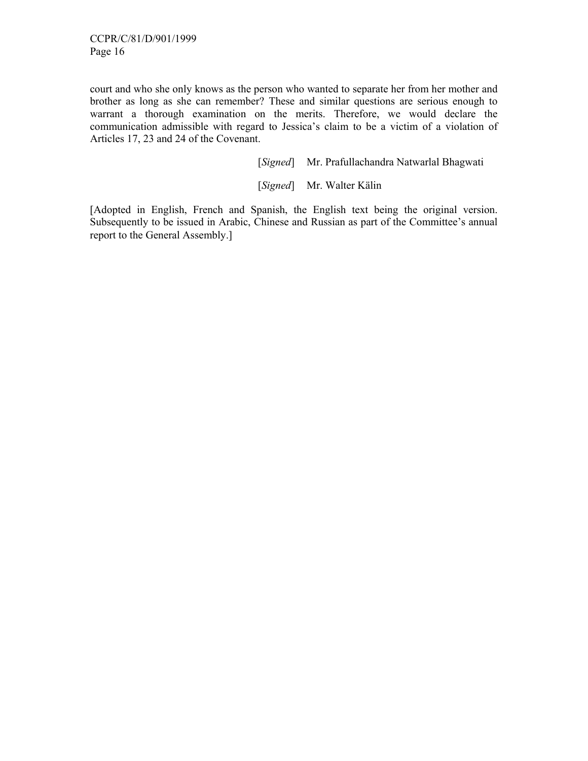court and who she only knows as the person who wanted to separate her from her mother and brother as long as she can remember? These and similar questions are serious enough to warrant a thorough examination on the merits. Therefore, we would declare the communication admissible with regard to Jessica's claim to be a victim of a violation of Articles 17, 23 and 24 of the Covenant.

[*Signed*] Mr. Prafullachandra Natwarlal Bhagwati

[*Signed*] Mr. Walter Kälin

[Adopted in English, French and Spanish, the English text being the original version. Subsequently to be issued in Arabic, Chinese and Russian as part of the Committee's annual report to the General Assembly.]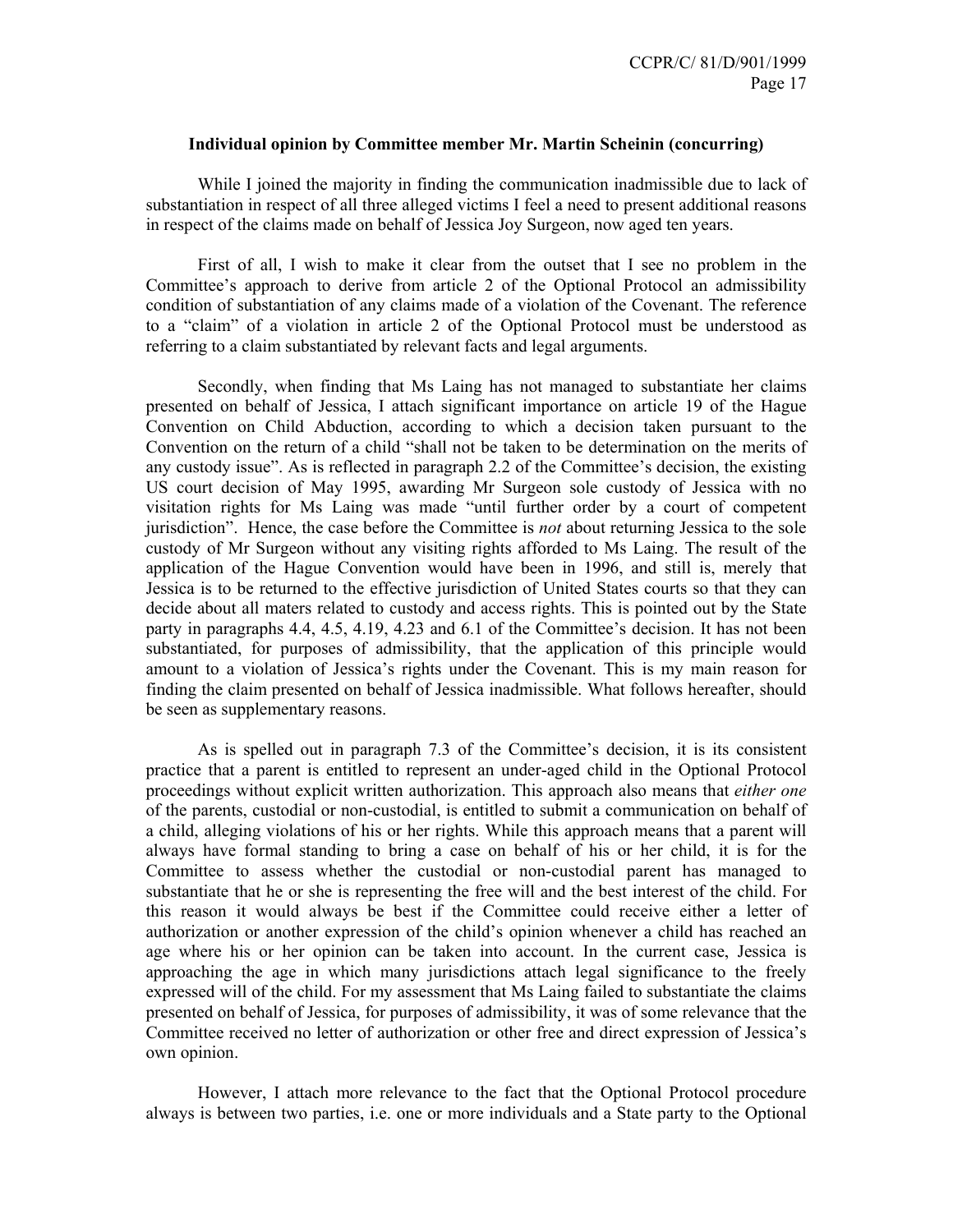**Individual opinion by Committee member Mr. Martin Scheinin (concurring)**

While I joined the majority in finding the communication inadmissible due to lack of substantiation in respect of all three alleged victims I feel a need to present additional reasons in respect of the claims made on behalf of Jessica Joy Surgeon, now aged ten years.

First of all, I wish to make it clear from the outset that I see no problem in the Committee's approach to derive from article 2 of the Optional Protocol an admissibility condition of substantiation of any claims made of a violation of the Covenant. The reference to a "claim" of a violation in article 2 of the Optional Protocol must be understood as referring to a claim substantiated by relevant facts and legal arguments.

Secondly, when finding that Ms Laing has not managed to substantiate her claims presented on behalf of Jessica, I attach significant importance on article 19 of the Hague Convention on Child Abduction, according to which a decision taken pursuant to the Convention on the return of a child "shall not be taken to be determination on the merits of any custody issue". As is reflected in paragraph 2.2 of the Committee's decision, the existing US court decision of May 1995, awarding Mr Surgeon sole custody of Jessica with no visitation rights for Ms Laing was made "until further order by a court of competent jurisdiction". Hence, the case before the Committee is *not* about returning Jessica to the sole custody of Mr Surgeon without any visiting rights afforded to Ms Laing. The result of the application of the Hague Convention would have been in 1996, and still is, merely that Jessica is to be returned to the effective jurisdiction of United States courts so that they can decide about all maters related to custody and access rights. This is pointed out by the State party in paragraphs 4.4, 4.5, 4.19, 4.23 and 6.1 of the Committee's decision. It has not been substantiated, for purposes of admissibility, that the application of this principle would amount to a violation of Jessica's rights under the Covenant. This is my main reason for finding the claim presented on behalf of Jessica inadmissible. What follows hereafter, should be seen as supplementary reasons.

As is spelled out in paragraph 7.3 of the Committee's decision, it is its consistent practice that a parent is entitled to represent an under-aged child in the Optional Protocol proceedings without explicit written authorization. This approach also means that *either one* of the parents, custodial or non-custodial, is entitled to submit a communication on behalf of a child, alleging violations of his or her rights. While this approach means that a parent will always have formal standing to bring a case on behalf of his or her child, it is for the Committee to assess whether the custodial or non-custodial parent has managed to substantiate that he or she is representing the free will and the best interest of the child. For this reason it would always be best if the Committee could receive either a letter of authorization or another expression of the child's opinion whenever a child has reached an age where his or her opinion can be taken into account. In the current case, Jessica is approaching the age in which many jurisdictions attach legal significance to the freely expressed will of the child. For my assessment that Ms Laing failed to substantiate the claims presented on behalf of Jessica, for purposes of admissibility, it was of some relevance that the Committee received no letter of authorization or other free and direct expression of Jessica's own opinion.

However, I attach more relevance to the fact that the Optional Protocol procedure always is between two parties, i.e. one or more individuals and a State party to the Optional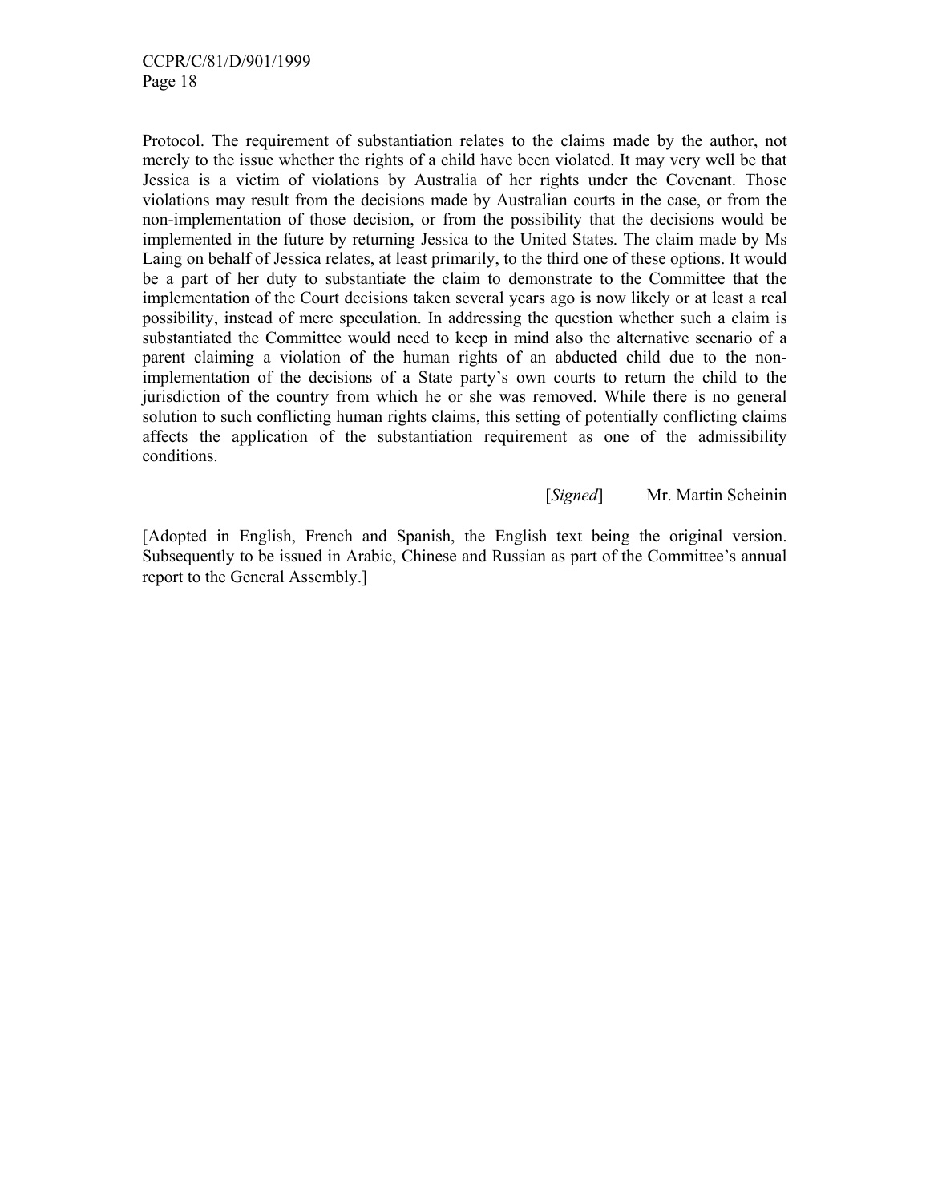Protocol. The requirement of substantiation relates to the claims made by the author, not merely to the issue whether the rights of a child have been violated. It may very well be that Jessica is a victim of violations by Australia of her rights under the Covenant. Those violations may result from the decisions made by Australian courts in the case, or from the non-implementation of those decision, or from the possibility that the decisions would be implemented in the future by returning Jessica to the United States. The claim made by Ms Laing on behalf of Jessica relates, at least primarily, to the third one of these options. It would be a part of her duty to substantiate the claim to demonstrate to the Committee that the implementation of the Court decisions taken several years ago is now likely or at least a real possibility, instead of mere speculation. In addressing the question whether such a claim is substantiated the Committee would need to keep in mind also the alternative scenario of a parent claiming a violation of the human rights of an abducted child due to the non-implementation of the decisions of a State party's own courts to return the child to the jurisdiction of the country from which he or she was removed. While there is no general solution to such conflicting human rights claims, this setting of potentially conflicting claims affects the application of the substantiation requirement as one of the admissibility conditions.

[*Signed*] Mr. Martin Scheinin

[Adopted in English, French and Spanish, the English text being the original version. Subsequently to be issued in Arabic, Chinese and Russian as part of the Committee's annual report to the General Assembly.]